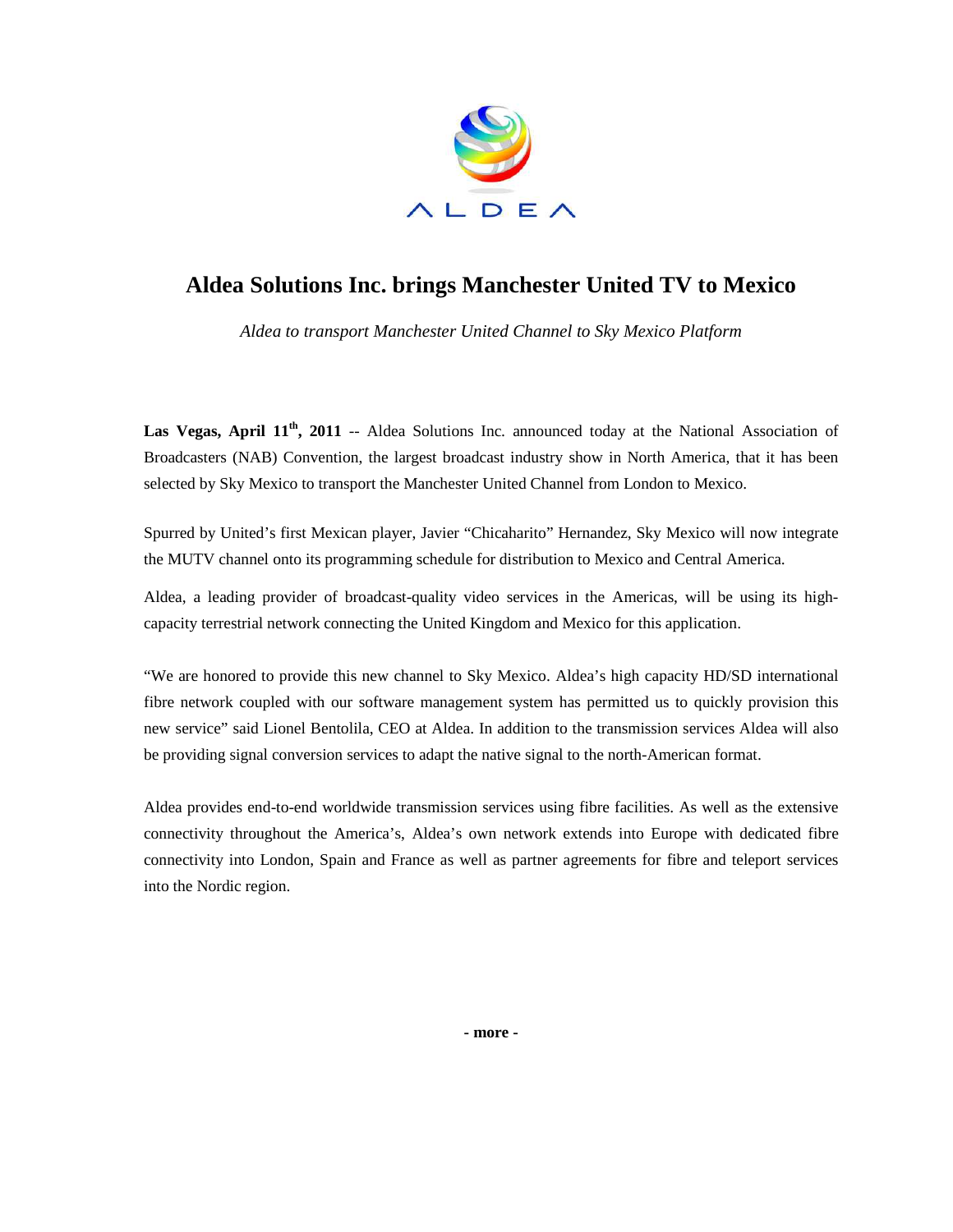ALDEA

# Aldea Solutions Inc. brings Manchester United TV to Mexico

*Aldea to transport Manchester United Channel to Sky Mexico Platform*

**Las Vegas, April 11th, 2011** -- Aldea Solutions Inc. announced today at the National Association of Broadcasters (NAB) Convention, the largest broadcast industry show in North America, that it has been selected by Sky Mexico to transport the Manchester United Channel from London to Mexico.

Spurred by United's first Mexican player, Javier "Chicaharito" Hernandez, Sky Mexico will now integrate the MUTV channel onto its programming schedule for distribution to Mexico and Central America.

Aldea, a leading provider of broadcast-quality video services in the Americas, will be using its high-capacity terrestrial network connecting the United Kingdom and Mexico for this application.

"We are honored to provide this new channel to Sky Mexico. Aldea's high capacity HD/SD international fibre network coupled with our software management system has permitted us to quickly provision this new service" said Lionel Bentolila, CEO at Aldea. In addition to the transmission services Aldea will also be providing signal conversion services to adapt the native signal to the north-American format.

Aldea provides end-to-end worldwide transmission services using fibre facilities. As well as the extensive connectivity throughout the America's, Aldea's own network extends into Europe with dedicated fibre connectivity into London, Spain and France as well as partner agreements for fibre and teleport services into the Nordic region.

**- more -**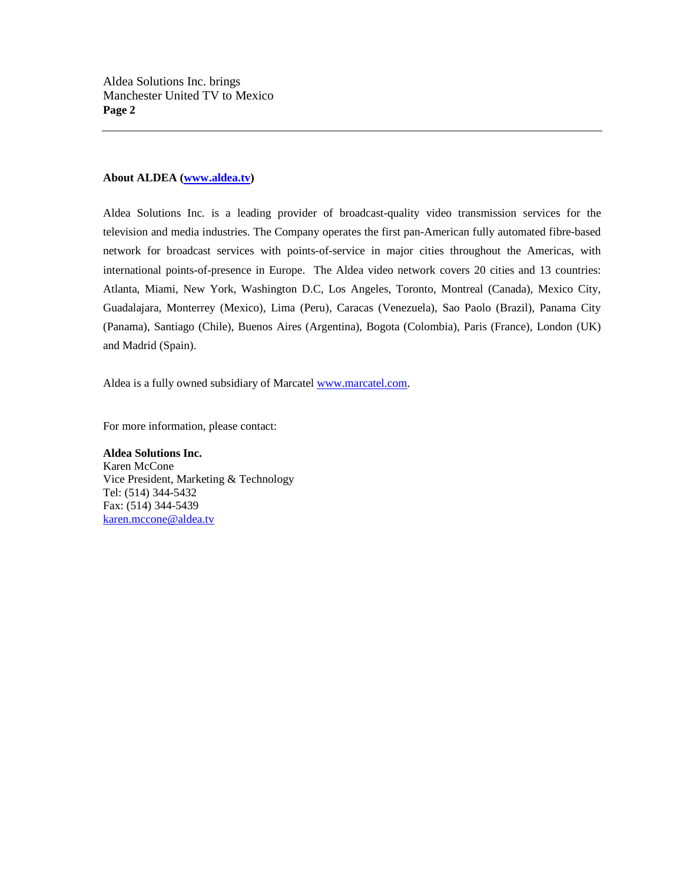**About ALDEA (www.aldea.tv)**

Aldea Solutions Inc. is a leading provider of broadcast-quality video transmission services for the television and media industries. The Company operates the first pan-American fully automated fibre-based network for broadcast services with points-of-service in major cities throughout the Americas, with international points-of-presence in Europe.  The Aldea video network covers 20 cities and 13 countries: Atlanta, Miami, New York, Washington D.C, Los Angeles, Toronto, Montreal (Canada), Mexico City, Guadalajara, Monterrey (Mexico), Lima (Peru), Caracas (Venezuela), Sao Paolo (Brazil), Panama City (Panama), Santiago (Chile), Buenos Aires (Argentina), Bogota (Colombia), Paris (France), London (UK) and Madrid (Spain).

Aldea is a fully owned subsidiary of Marcatel www.marcatel.com.

For more information, please contact:

**Aldea Solutions Inc.**
Karen McCone
Vice President, Marketing & Technology
Tel: (514) 344-5432
Fax: (514) 344-5439
karen.mccone@aldea.tv